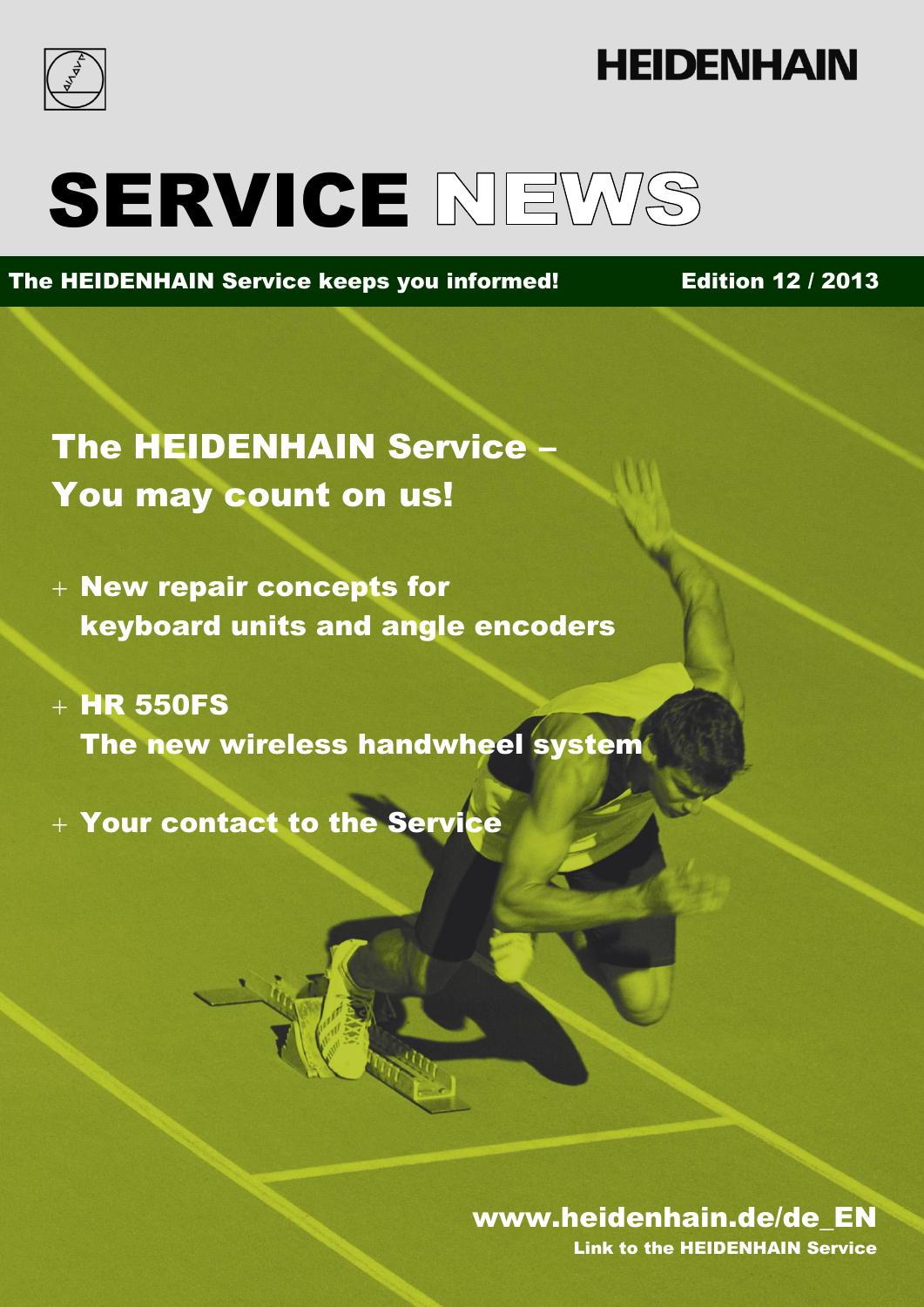HEIDENHAIN

# SERVICE NEWS

**The HEIDENHAIN Service keeps you informed!** **Edition 12 / 2013**

## The HEIDENHAIN Service – You may count on us!

+ **New repair concepts for keyboard units and angle encoders**
+ **HR 550FS The new wireless handwheel system**
+ **Your contact to the Service**

**www.heidenhain.de/de_EN**
**Link to the HEIDENHAIN Service**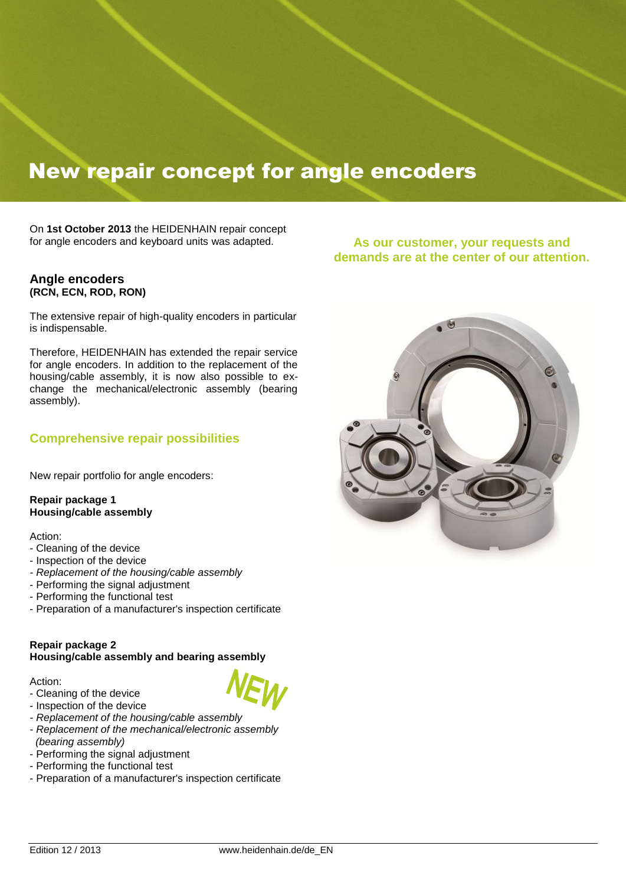# New repair concept for angle encoders

On **1st October 2013** the HEIDENHAIN repair concept for angle encoders and keyboard units was adapted.

**As our customer, your requests and demands are at the center of our attention.**

## Angle encoders
**(RCN, ECN, ROD, RON)**

The extensive repair of high-quality encoders in particular is indispensable.

Therefore, HEIDENHAIN has extended the repair service for angle encoders. In addition to the replacement of the housing/cable assembly, it is now also possible to exchange the mechanical/electronic assembly (bearing assembly).

## Comprehensive repair possibilities

New repair portfolio for angle encoders:

**Repair package 1**
**Housing/cable assembly**

Action:
- Cleaning of the device
- Inspection of the device
- *Replacement of the housing/cable assembly*
- Performing the signal adjustment
- Performing the functional test
- Preparation of a manufacturer's inspection certificate

**Repair package 2**
**Housing/cable assembly and bearing assembly**

NEW

Action:
- Cleaning of the device
- Inspection of the device
- *Replacement of the housing/cable assembly*
- *Replacement of the mechanical/electronic assembly (bearing assembly)*
- Performing the signal adjustment
- Performing the functional test
- Preparation of a manufacturer's inspection certificate

Edition 12 / 2013 www.heidenhain.de/de_EN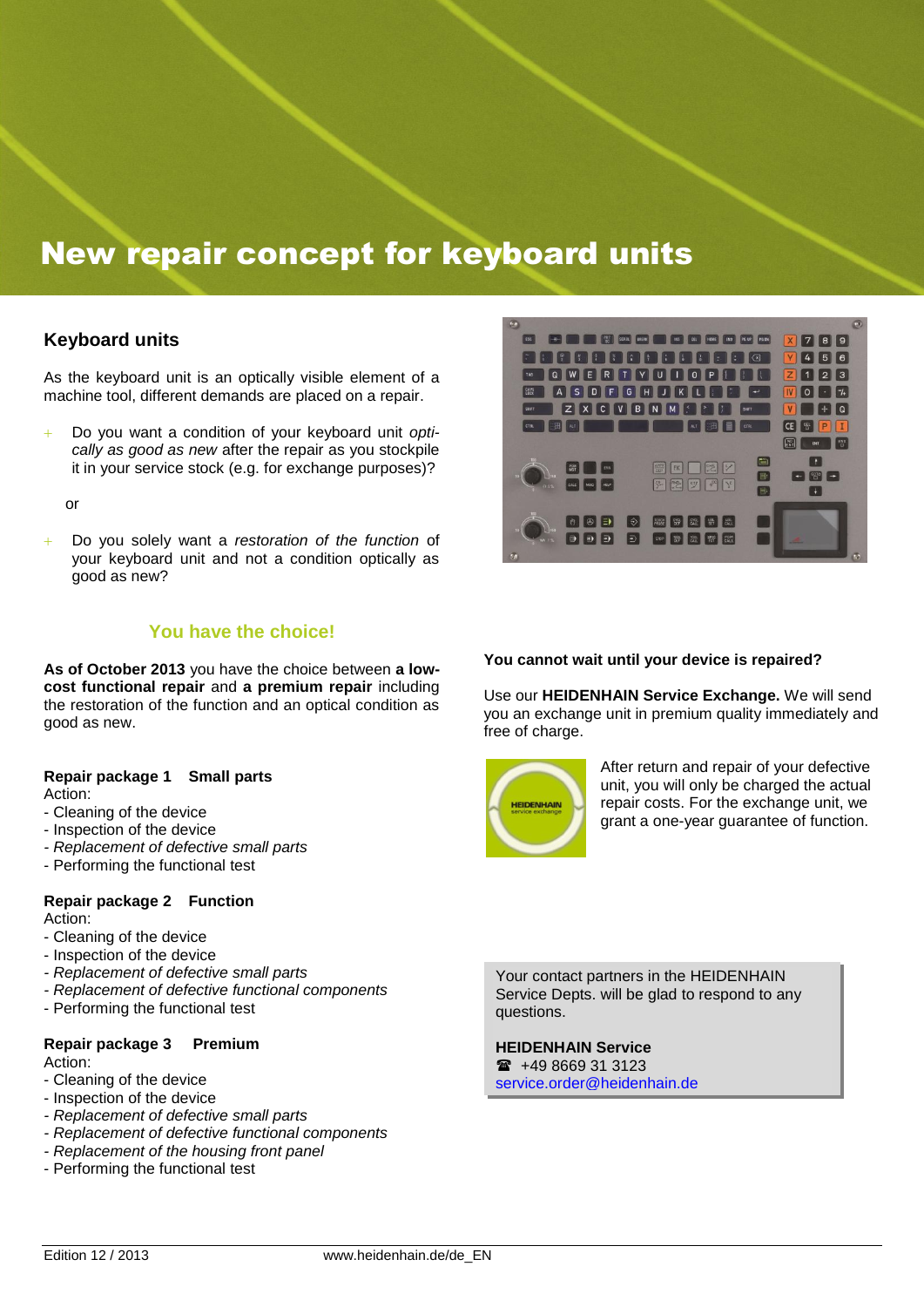# New repair concept for keyboard units

## Keyboard units

As the keyboard unit is an optically visible element of a machine tool, different demands are placed on a repair.

- Do you want a condition of your keyboard unit *optically as good as new* after the repair as you stockpile it in your service stock (e.g. for exchange purposes)?

or

- Do you solely want a *restoration of the function* of your keyboard unit and not a condition optically as good as new?

### You have the choice!

**As of October 2013** you have the choice between **a low-cost functional repair** and **a premium repair** including the restoration of the function and an optical condition as good as new.

**Repair package 1 Small parts**
Action:
- Cleaning of the device
- Inspection of the device
- *Replacement of defective small parts*
- Performing the functional test

**Repair package 2 Function**
Action:
- Cleaning of the device
- Inspection of the device
- *Replacement of defective small parts*
- *Replacement of defective functional components*
- Performing the functional test

**Repair package 3 Premium**
Action:
- Cleaning of the device
- Inspection of the device
- *Replacement of defective small parts*
- *Replacement of defective functional components*
- *Replacement of the housing front panel*
- Performing the functional test

**You cannot wait until your device is repaired?**

Use our **HEIDENHAIN Service Exchange.** We will send you an exchange unit in premium quality immediately and free of charge.

After return and repair of your defective unit, you will only be charged the actual repair costs. For the exchange unit, we grant a one-year guarantee of function.

Your contact partners in the HEIDENHAIN Service Depts. will be glad to respond to any questions.

**HEIDENHAIN Service**
☎ +49 8669 31 3123
service.order@heidenhain.de

Edition 12 / 2013 www.heidenhain.de/de_EN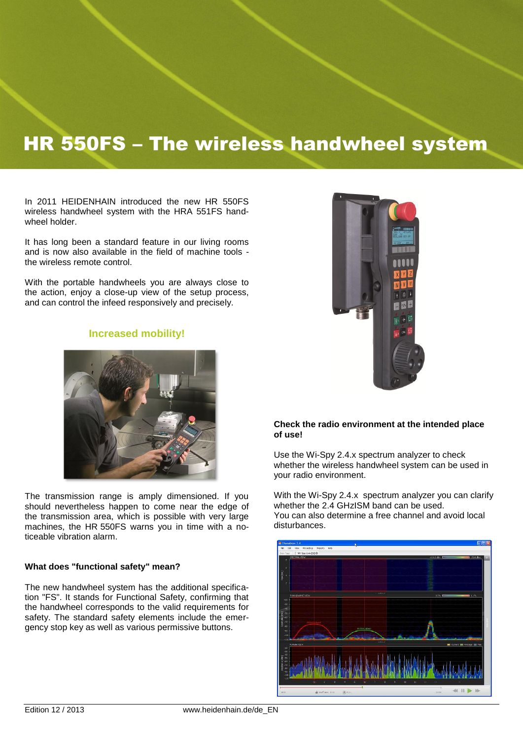# HR 550FS – The wireless handwheel system

In 2011 HEIDENHAIN introduced the new HR 550FS wireless handwheel system with the HRA 551FS handwheel holder.

It has long been a standard feature in our living rooms and is now also available in the field of machine tools - the wireless remote control.

With the portable handwheels you are always close to the action, enjoy a close-up view of the setup process, and can control the infeed responsively and precisely.

### Increased mobility!

The transmission range is amply dimensioned. If you should nevertheless happen to come near the edge of the transmission area, which is possible with very large machines, the HR 550FS warns you in time with a noticeable vibration alarm.

**What does "functional safety" mean?**

The new handwheel system has the additional specification "FS". It stands for Functional Safety, confirming that the handwheel corresponds to the valid requirements for safety. The standard safety elements include the emergency stop key as well as various permissive buttons.

**Check the radio environment at the intended place of use!**

Use the Wi-Spy 2.4.x spectrum analyzer to check whether the wireless handwheel system can be used in your radio environment.

With the Wi-Spy 2.4.x spectrum analyzer you can clarify whether the 2.4 GHzISM band can be used.
You can also determine a free channel and avoid local disturbances.

Edition 12 / 2013 www.heidenhain.de/de_EN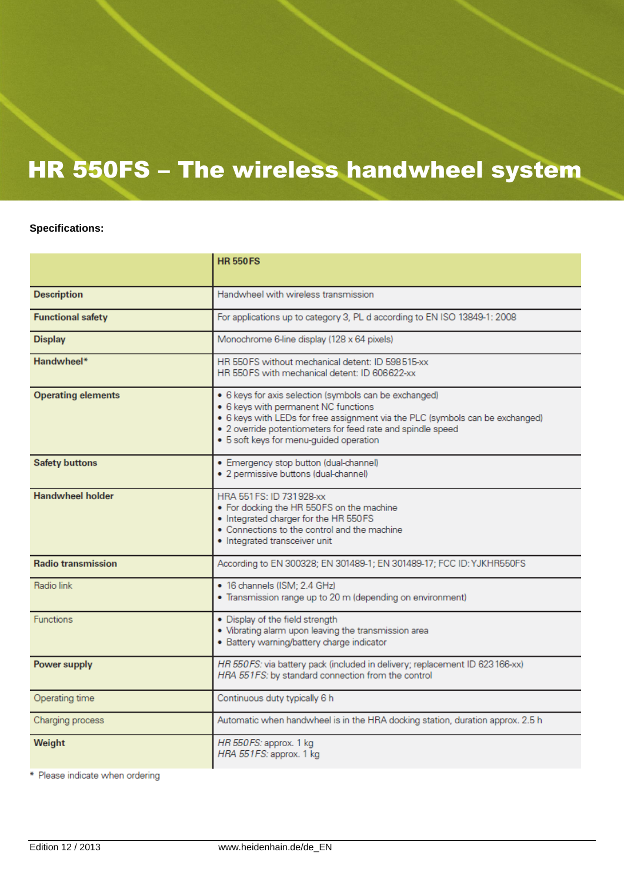# HR 550FS – The wireless handwheel system

**Specifications:**

| | **HR 550 FS** |
|---|---|
| **Description** | Handwheel with wireless transmission |
| **Functional safety** | For applications up to category 3, PL d according to EN ISO 13849-1: 2008 |
| **Display** | Monochrome 6-line display (128 x 64 pixels) |
| **Handwheel*** | HR 550 FS without mechanical detent: ID 598 515-xx<br>HR 550 FS with mechanical detent: ID 606622-xx |
| **Operating elements** | • 6 keys for axis selection (symbols can be exchanged)<br>• 6 keys with permanent NC functions<br>• 6 keys with LEDs for free assignment via the PLC (symbols can be exchanged)<br>• 2 override potentiometers for feed rate and spindle speed<br>• 5 soft keys for menu-guided operation |
| **Safety buttons** | • Emergency stop button (dual-channel)<br>• 2 permissive buttons (dual-channel) |
| **Handwheel holder** | HRA 551 FS: ID 731 928-xx<br>• For docking the HR 550 FS on the machine<br>• Integrated charger for the HR 550 FS<br>• Connections to the control and the machine<br>• Integrated transceiver unit |
| **Radio transmission** | According to EN 300328; EN 301489-1; EN 301489-17; FCC ID: YJKHR550FS |
| Radio link | • 16 channels (ISM; 2.4 GHz)<br>• Transmission range up to 20 m (depending on environment) |
| Functions | • Display of the field strength<br>• Vibrating alarm upon leaving the transmission area<br>• Battery warning/battery charge indicator |
| **Power supply** | *HR 550 FS:* via battery pack (included in delivery; replacement ID 623 166-xx)<br>*HRA 551 FS:* by standard connection from the control |
| Operating time | Continuous duty typically 6 h |
| Charging process | Automatic when handwheel is in the HRA docking station, duration approx. 2.5 h |
| **Weight** | *HR 550 FS:* approx. 1 kg<br>*HRA 551 FS:* approx. 1 kg |

\* Please indicate when ordering

Edition 12 / 2013 www.heidenhain.de/de_EN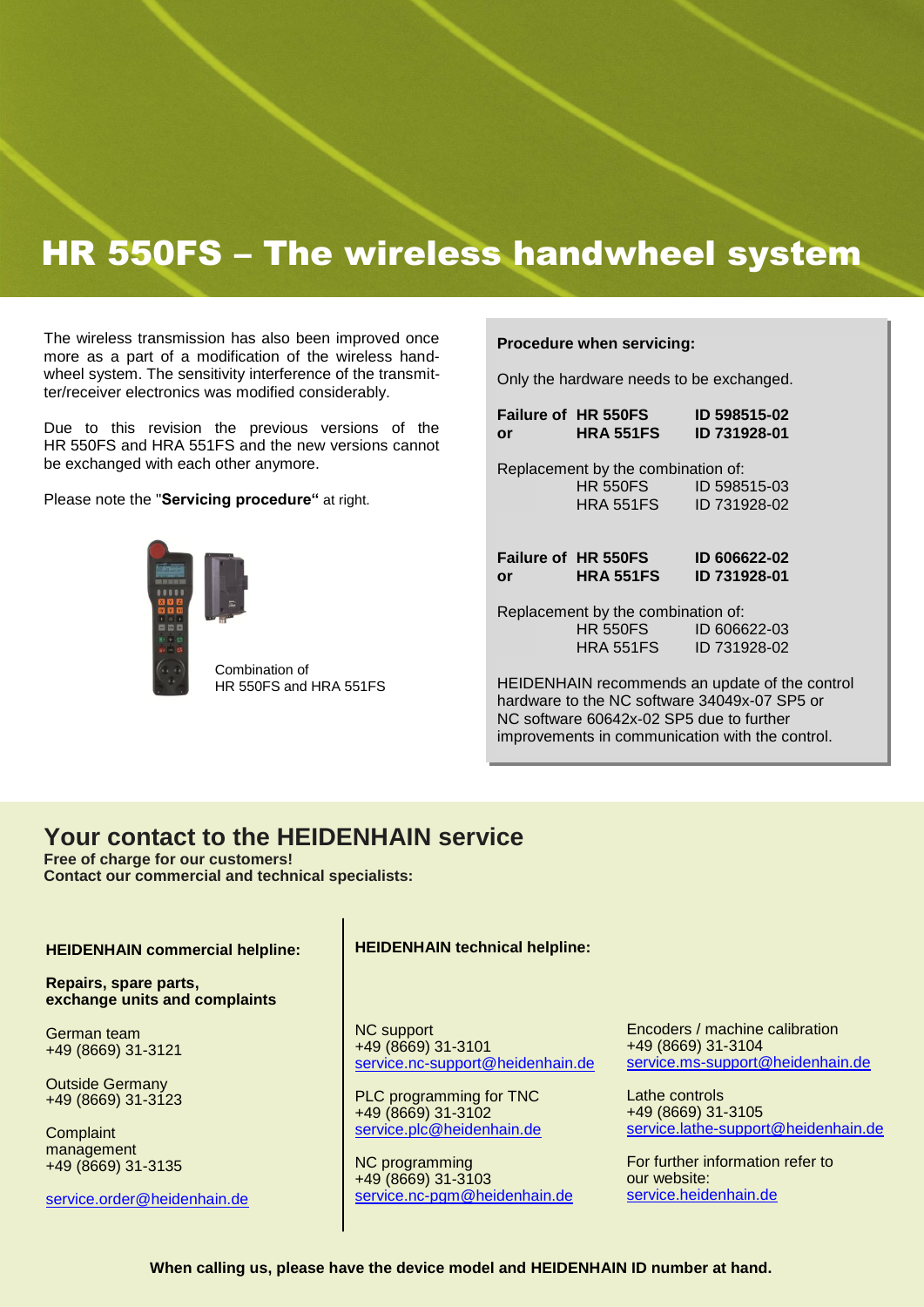# HR 550FS – The wireless handwheel system

The wireless transmission has also been improved once more as a part of a modification of the wireless handwheel system. The sensitivity interference of the transmitter/receiver electronics was modified considerably.

Due to this revision the previous versions of the HR 550FS and HRA 551FS and the new versions cannot be exchanged with each other anymore.

Please note the "**Servicing procedure"** at right.

Combination of HR 550FS and HRA 551FS

**Procedure when servicing:**

Only the hardware needs to be exchanged.

| | | |
|---|---|---|
| **Failure of** | **HR 550FS** | **ID 598515-02** |
| **or** | **HRA 551FS** | **ID 731928-01** |

Replacement by the combination of:

| | | |
|---|---|---|
| | HR 550FS | ID 598515-03 |
| | HRA 551FS | ID 731928-02 |

| | | |
|---|---|---|
| **Failure of** | **HR 550FS** | **ID 606622-02** |
| **or** | **HRA 551FS** | **ID 731928-01** |

Replacement by the combination of:

| | | |
|---|---|---|
| | HR 550FS | ID 606622-03 |
| | HRA 551FS | ID 731928-02 |

HEIDENHAIN recommends an update of the control hardware to the NC software 34049x-07 SP5 or NC software 60642x-02 SP5 due to further improvements in communication with the control.

## Your contact to the HEIDENHAIN service

**Free of charge for our customers!**
**Contact our commercial and technical specialists:**

**HEIDENHAIN commercial helpline:**

**Repairs, spare parts, exchange units and complaints**

German team
+49 (8669) 31-3121

Outside Germany
+49 (8669) 31-3123

Complaint management
+49 (8669) 31-3135

service.order@heidenhain.de

**HEIDENHAIN technical helpline:**

NC support
+49 (8669) 31-3101
service.nc-support@heidenhain.de

PLC programming for TNC
+49 (8669) 31-3102
service.plc@heidenhain.de

NC programming
+49 (8669) 31-3103
service.nc-pgm@heidenhain.de

Encoders / machine calibration
+49 (8669) 31-3104
service.ms-support@heidenhain.de

Lathe controls
+49 (8669) 31-3105
service.lathe-support@heidenhain.de

For further information refer to our website:
service.heidenhain.de

**When calling us, please have the device model and HEIDENHAIN ID number at hand.**